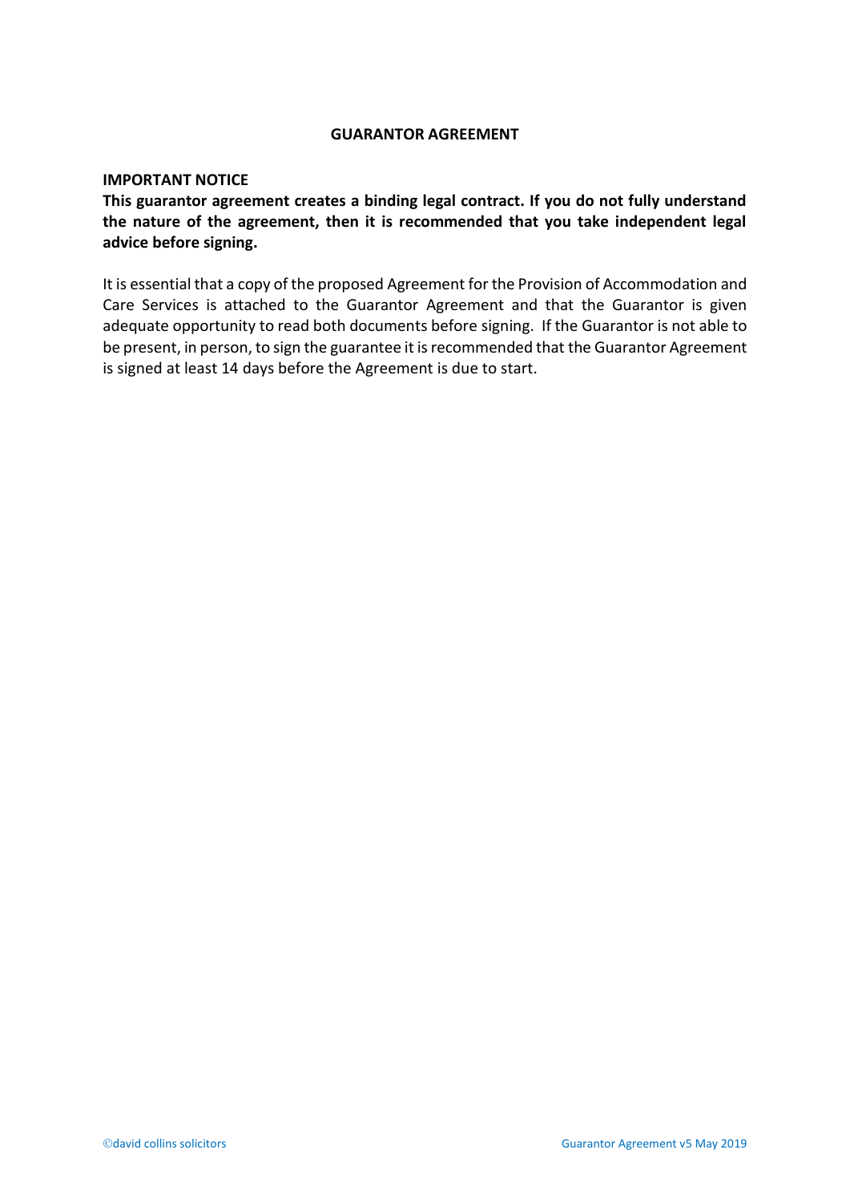# GUARANTOR AGREEMENT

**IMPORTANT NOTICE**

**This guarantor agreement creates a binding legal contract. If you do not fully understand the nature of the agreement, then it is recommended that you take independent legal advice before signing.**

It is essential that a copy of the proposed Agreement for the Provision of Accommodation and Care Services is attached to the Guarantor Agreement and that the Guarantor is given adequate opportunity to read both documents before signing. If the Guarantor is not able to be present, in person, to sign the guarantee it is recommended that the Guarantor Agreement is signed at least 14 days before the Agreement is due to start.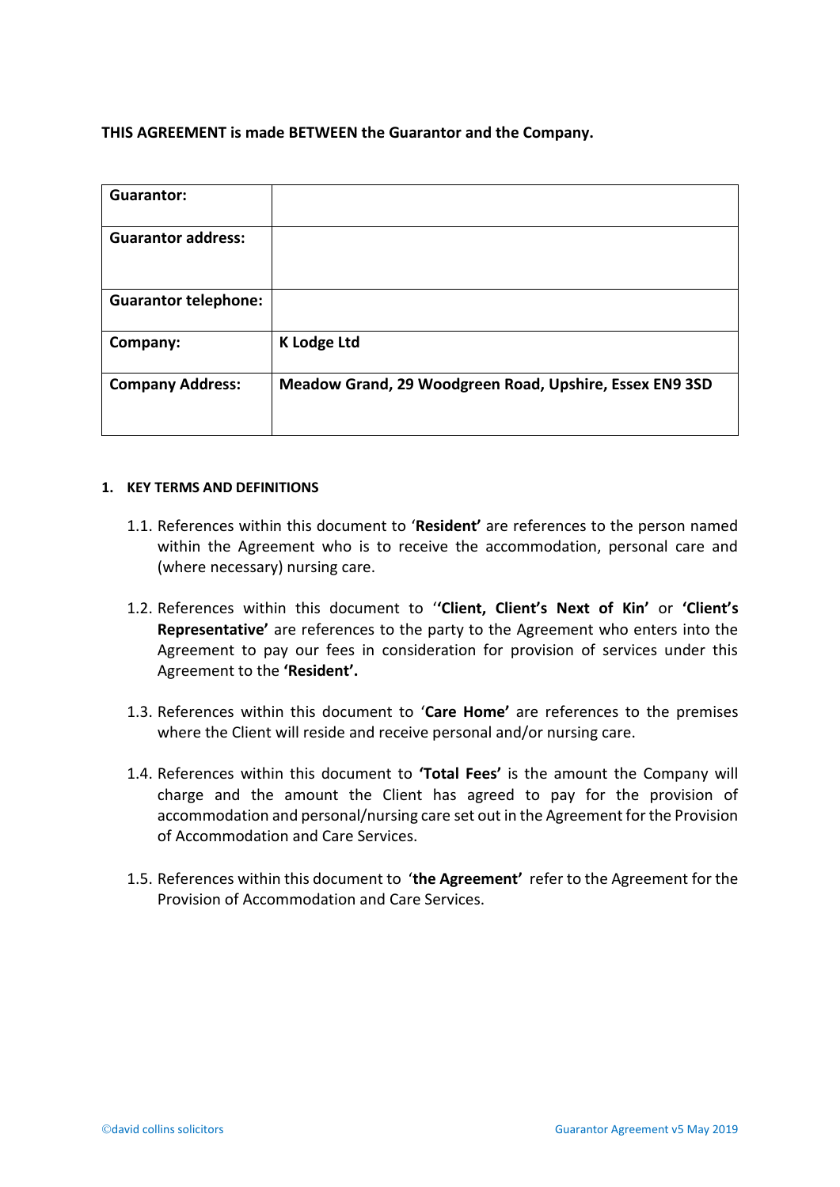**THIS AGREEMENT is made BETWEEN the Guarantor and the Company.**

| **Guarantor:** | |
|---|---|
| **Guarantor address:** | |
| **Guarantor telephone:** | |
| **Company:** | **K Lodge Ltd** |
| **Company Address:** | **Meadow Grand, 29 Woodgreen Road, Upshire, Essex EN9 3SD** |

**1. KEY TERMS AND DEFINITIONS**

1.1. References within this document to '**Resident'** are references to the person named within the Agreement who is to receive the accommodation, personal care and (where necessary) nursing care.

1.2. References within this document to '**'Client, Client's Next of Kin'** or **'Client's Representative'** are references to the party to the Agreement who enters into the Agreement to pay our fees in consideration for provision of services under this Agreement to the **'Resident'.**

1.3. References within this document to '**Care Home'** are references to the premises where the Client will reside and receive personal and/or nursing care.

1.4. References within this document to **'Total Fees'** is the amount the Company will charge and the amount the Client has agreed to pay for the provision of accommodation and personal/nursing care set out in the Agreement for the Provision of Accommodation and Care Services.

1.5. References within this document to '**the Agreement'** refer to the Agreement for the Provision of Accommodation and Care Services.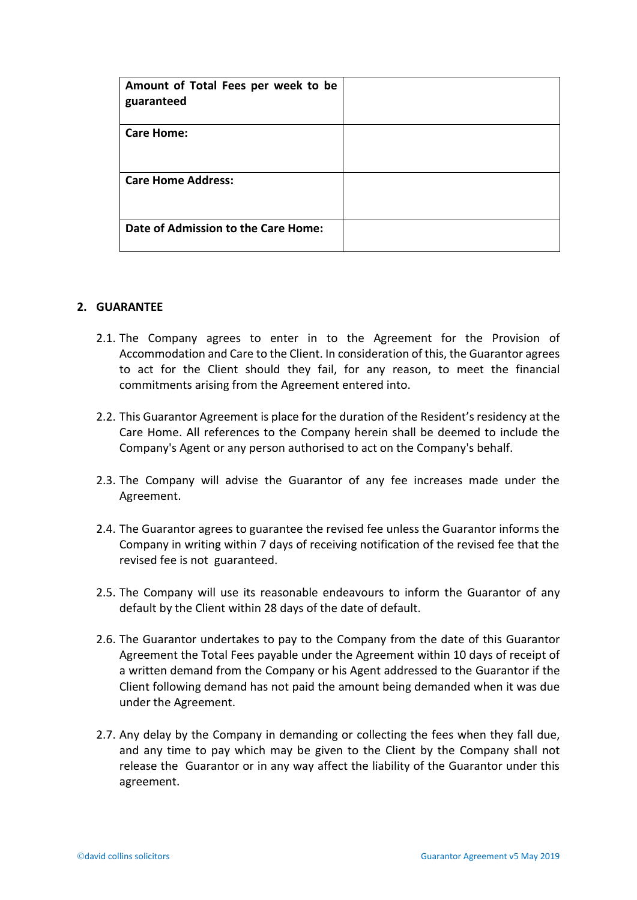| Amount of Total Fees per week to be guaranteed | |
|---|---|
| **Care Home:** | |
| **Care Home Address:** | |
| **Date of Admission to the Care Home:** | |

## 2. GUARANTEE

2.1. The Company agrees to enter in to the Agreement for the Provision of Accommodation and Care to the Client. In consideration of this, the Guarantor agrees to act for the Client should they fail, for any reason, to meet the financial commitments arising from the Agreement entered into.

2.2. This Guarantor Agreement is place for the duration of the Resident's residency at the Care Home. All references to the Company herein shall be deemed to include the Company's Agent or any person authorised to act on the Company's behalf.

2.3. The Company will advise the Guarantor of any fee increases made under the Agreement.

2.4. The Guarantor agrees to guarantee the revised fee unless the Guarantor informs the Company in writing within 7 days of receiving notification of the revised fee that the revised fee is not guaranteed.

2.5. The Company will use its reasonable endeavours to inform the Guarantor of any default by the Client within 28 days of the date of default.

2.6. The Guarantor undertakes to pay to the Company from the date of this Guarantor Agreement the Total Fees payable under the Agreement within 10 days of receipt of a written demand from the Company or his Agent addressed to the Guarantor if the Client following demand has not paid the amount being demanded when it was due under the Agreement.

2.7. Any delay by the Company in demanding or collecting the fees when they fall due, and any time to pay which may be given to the Client by the Company shall not release the Guarantor or in any way affect the liability of the Guarantor under this agreement.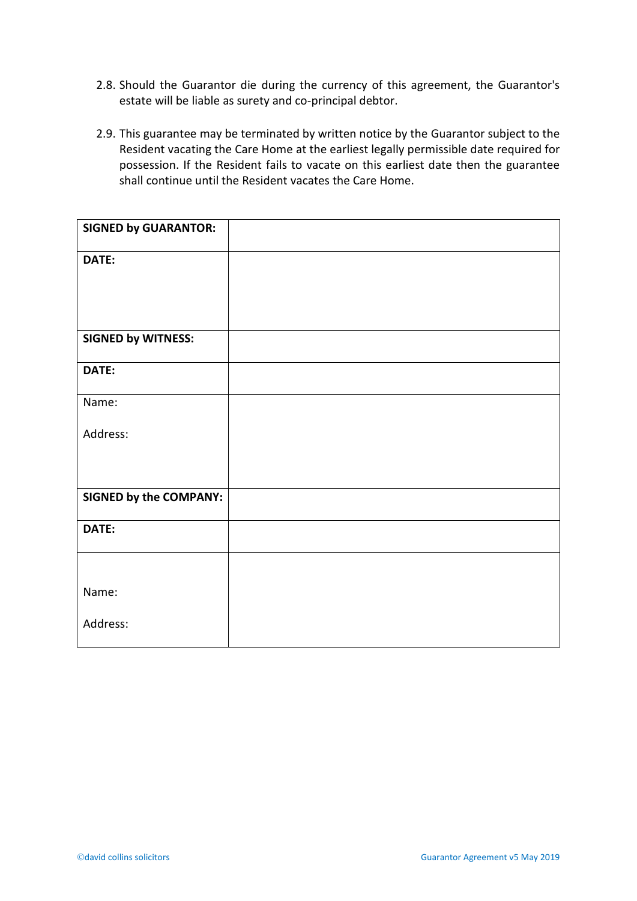2.8. Should the Guarantor die during the currency of this agreement, the Guarantor's estate will be liable as surety and co-principal debtor.

2.9. This guarantee may be terminated by written notice by the Guarantor subject to the Resident vacating the Care Home at the earliest legally permissible date required for possession. If the Resident fails to vacate on this earliest date then the guarantee shall continue until the Resident vacates the Care Home.

| | |
|---|---|
| **SIGNED by GUARANTOR:** | |
| **DATE:** | |
| **SIGNED by WITNESS:** | |
| **DATE:** | |
| Name:<br><br>Address: | |
| **SIGNED by the COMPANY:** | |
| **DATE:** | |
| Name:<br><br>Address: | |